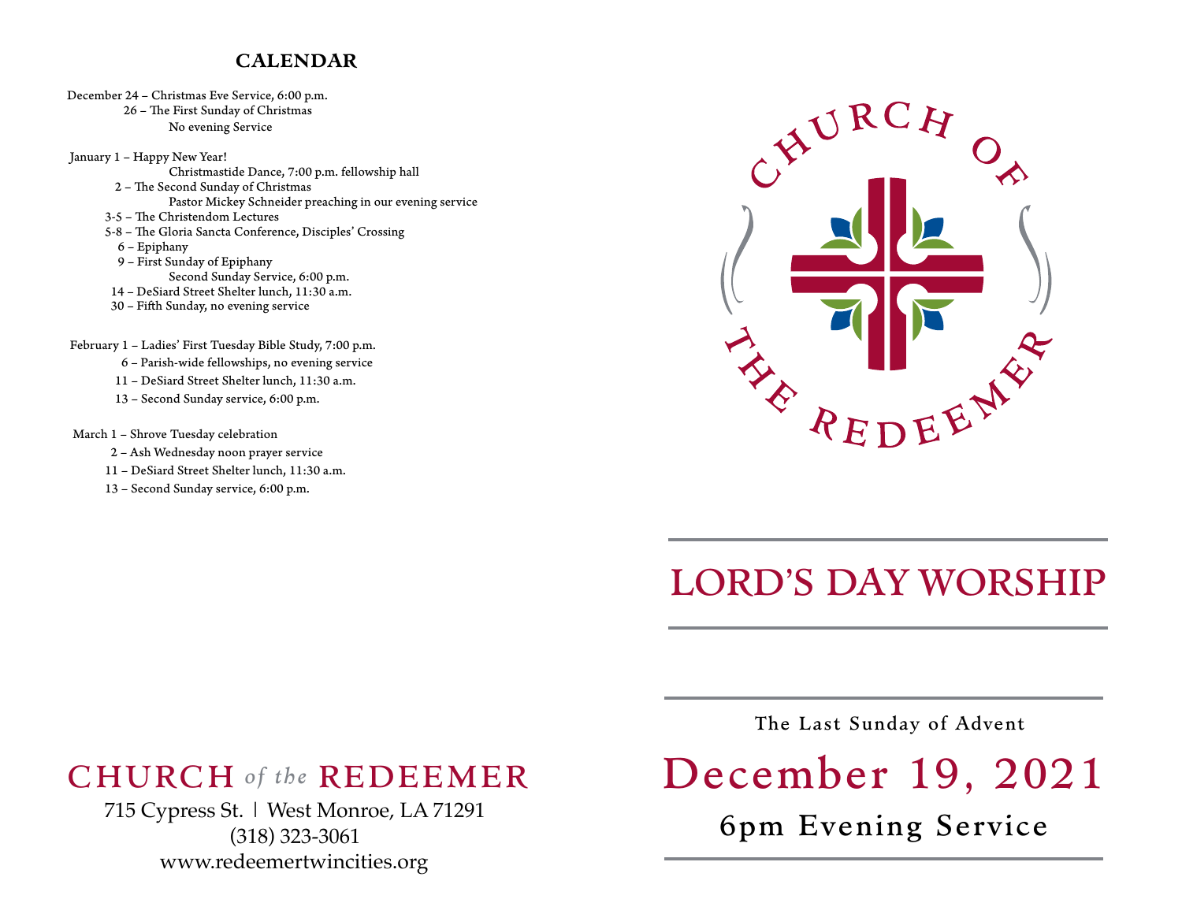## CALENDAR

December 24 – Christmas Eve Service, 6:00 p.m.
26 – The First Sunday of Christmas
No evening Service

January 1 – Happy New Year!
Christmastide Dance, 7:00 p.m. fellowship hall
2 – The Second Sunday of Christmas
Pastor Mickey Schneider preaching in our evening service
3-5 – The Christendom Lectures
5-8 – The Gloria Sancta Conference, Disciples' Crossing
6 – Epiphany
9 – First Sunday of Epiphany
Second Sunday Service, 6:00 p.m.
14 – DeSiard Street Shelter lunch, 11:30 a.m.
30 – Fifth Sunday, no evening service

February 1 – Ladies' First Tuesday Bible Study, 7:00 p.m.
6 – Parish-wide fellowships, no evening service
11 – DeSiard Street Shelter lunch, 11:30 a.m.
13 – Second Sunday service, 6:00 p.m.

March 1 – Shrove Tuesday celebration
2 – Ash Wednesday noon prayer service
11 – DeSiard Street Shelter lunch, 11:30 a.m.
13 – Second Sunday service, 6:00 p.m.

## CHURCH *of the* REDEEMER

715 Cypress St. | West Monroe, LA 71291
(318) 323-3061
www.redeemertwincities.org

CHURCH OF THE REDEEMER

# LORD'S DAY WORSHIP

The Last Sunday of Advent

## December 19, 2021

6pm Evening Service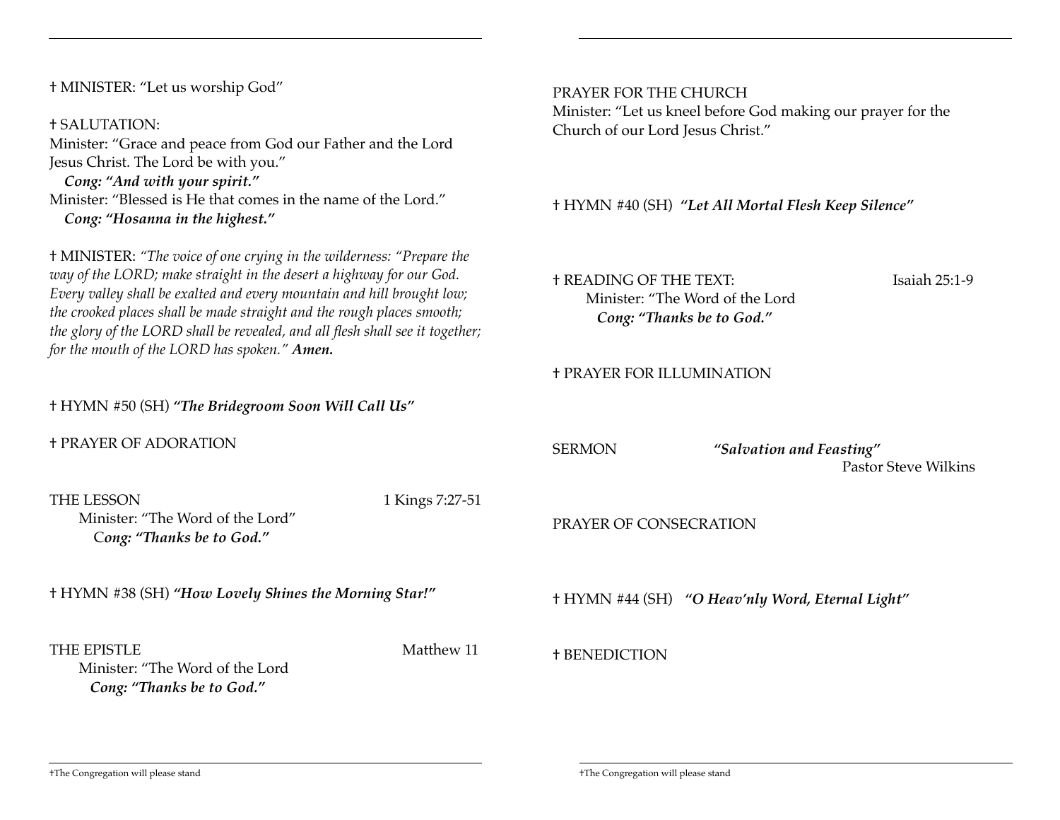† MINISTER: "Let us worship God"

† SALUTATION:
Minister: "Grace and peace from God our Father and the Lord Jesus Christ. The Lord be with you."
***Cong: "And with your spirit."***
Minister: "Blessed is He that comes in the name of the Lord."
***Cong: "Hosanna in the highest."***

† MINISTER: *"The voice of one crying in the wilderness: "Prepare the way of the LORD; make straight in the desert a highway for our God. Every valley shall be exalted and every mountain and hill brought low; the crooked places shall be made straight and the rough places smooth; the glory of the LORD shall be revealed, and all flesh shall see it together; for the mouth of the LORD has spoken."* ***Amen.***

† HYMN #50 (SH) ***"The Bridegroom Soon Will Call Us"***

† PRAYER OF ADORATION

THE LESSON 1 Kings 7:27-51
Minister: "The Word of the Lord"
***Cong: "Thanks be to God."***

† HYMN #38 (SH) ***"How Lovely Shines the Morning Star!"***

THE EPISTLE Matthew 11
Minister: "The Word of the Lord
***Cong: "Thanks be to God."***

PRAYER FOR THE CHURCH
Minister: "Let us kneel before God making our prayer for the Church of our Lord Jesus Christ."

† HYMN #40 (SH) ***"Let All Mortal Flesh Keep Silence"***

† READING OF THE TEXT: Isaiah 25:1-9
Minister: "The Word of the Lord
***Cong: "Thanks be to God."***

† PRAYER FOR ILLUMINATION

SERMON ***"Salvation and Feasting"***
Pastor Steve Wilkins

PRAYER OF CONSECRATION

† HYMN #44 (SH) ***"O Heav'nly Word, Eternal Light"***

† BENEDICTION

†The Congregation will please stand